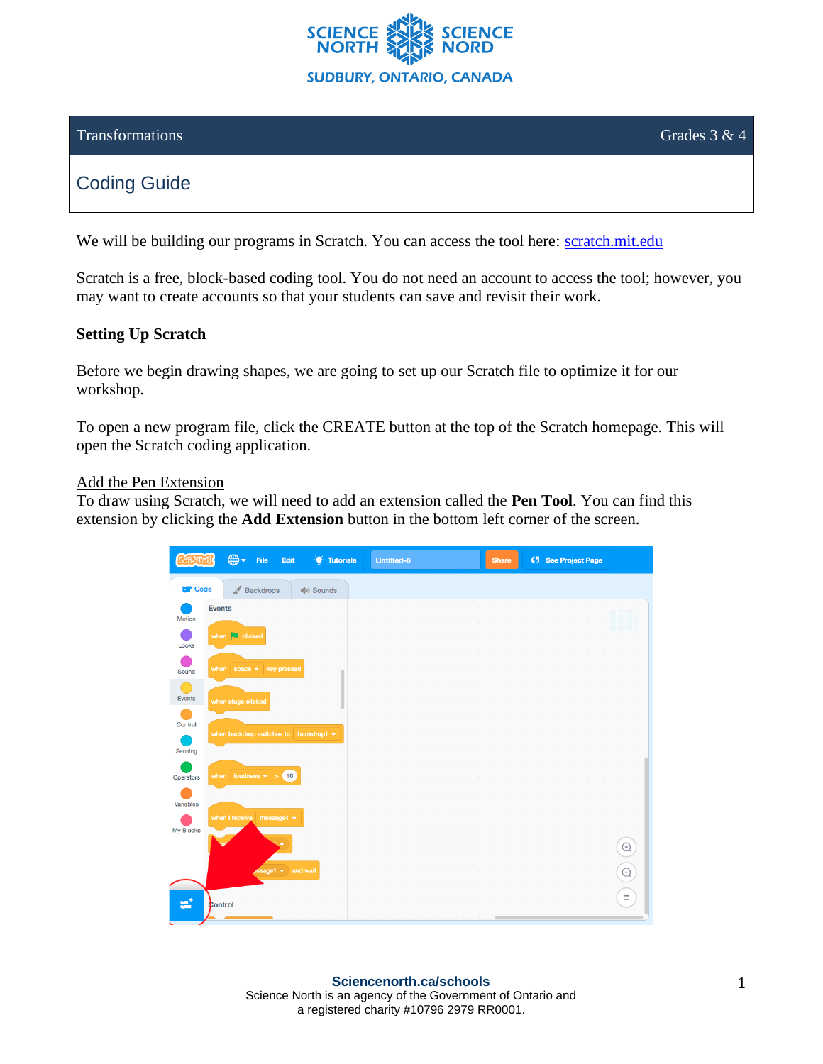| Transformations | Grades 3 & 4 |
| --- | --- |

# Coding Guide

We will be building our programs in Scratch. You can access the tool here: [scratch.mit.edu](https://scratch.mit.edu)

Scratch is a free, block-based coding tool. You do not need an account to access the tool; however, you may want to create accounts so that your students can save and revisit their work.

**Setting Up Scratch**

Before we begin drawing shapes, we are going to set up our Scratch file to optimize it for our workshop.

To open a new program file, click the CREATE button at the top of the Scratch homepage. This will open the Scratch coding application.

<u>Add the Pen Extension</u>

To draw using Scratch, we will need to add an extension called the **Pen Tool**. You can find this extension by clicking the **Add Extension** button in the bottom left corner of the screen.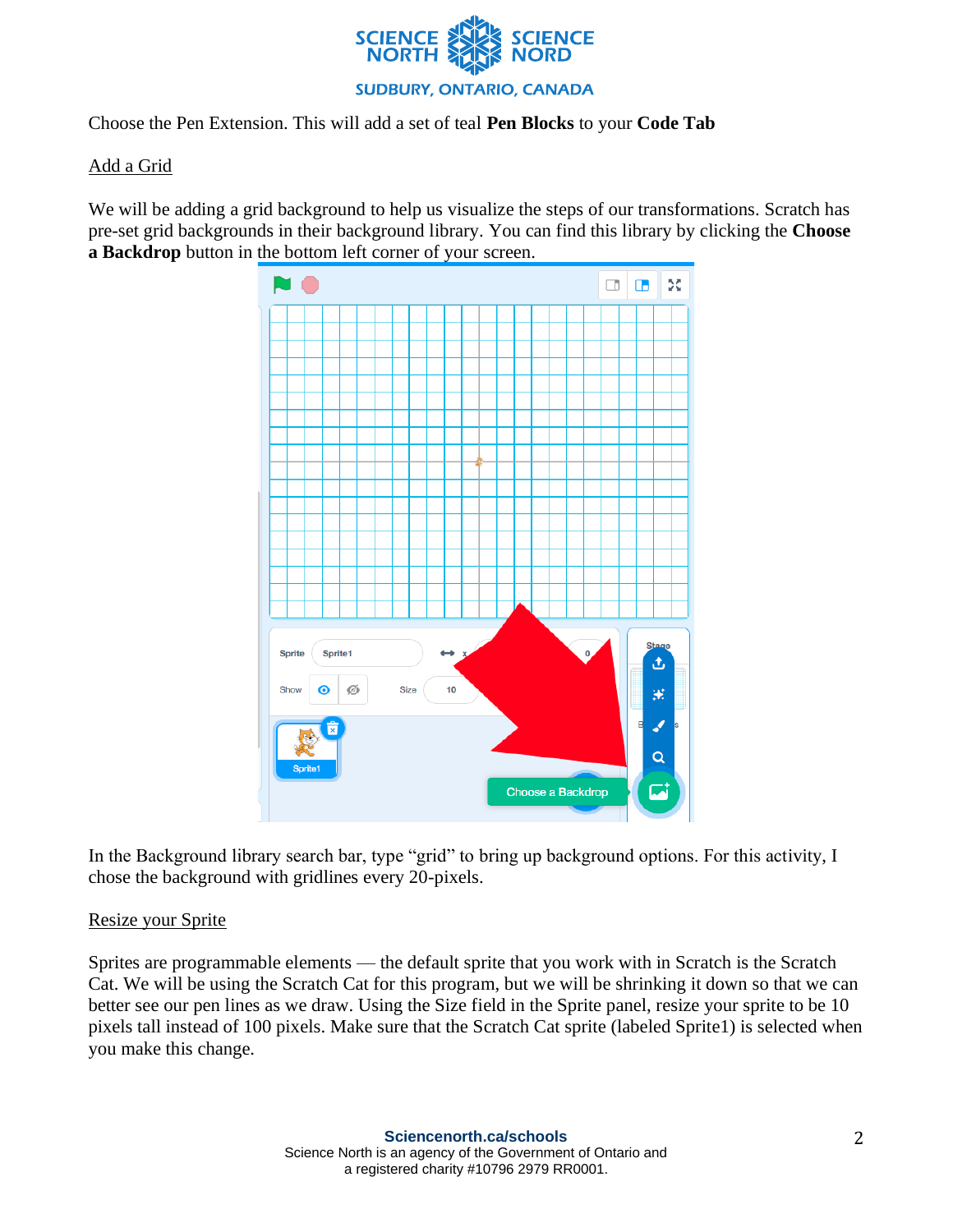Choose the Pen Extension. This will add a set of teal **Pen Blocks** to your **Code Tab**

## Add a Grid

We will be adding a grid background to help us visualize the steps of our transformations. Scratch has pre-set grid backgrounds in their background library. You can find this library by clicking the **Choose a Backdrop** button in the bottom left corner of your screen.

In the Background library search bar, type “grid” to bring up background options. For this activity, I chose the background with gridlines every 20-pixels.

## Resize your Sprite

Sprites are programmable elements — the default sprite that you work with in Scratch is the Scratch Cat. We will be using the Scratch Cat for this program, but we will be shrinking it down so that we can better see our pen lines as we draw. Using the Size field in the Sprite panel, resize your sprite to be 10 pixels tall instead of 100 pixels. Make sure that the Scratch Cat sprite (labeled Sprite1) is selected when you make this change.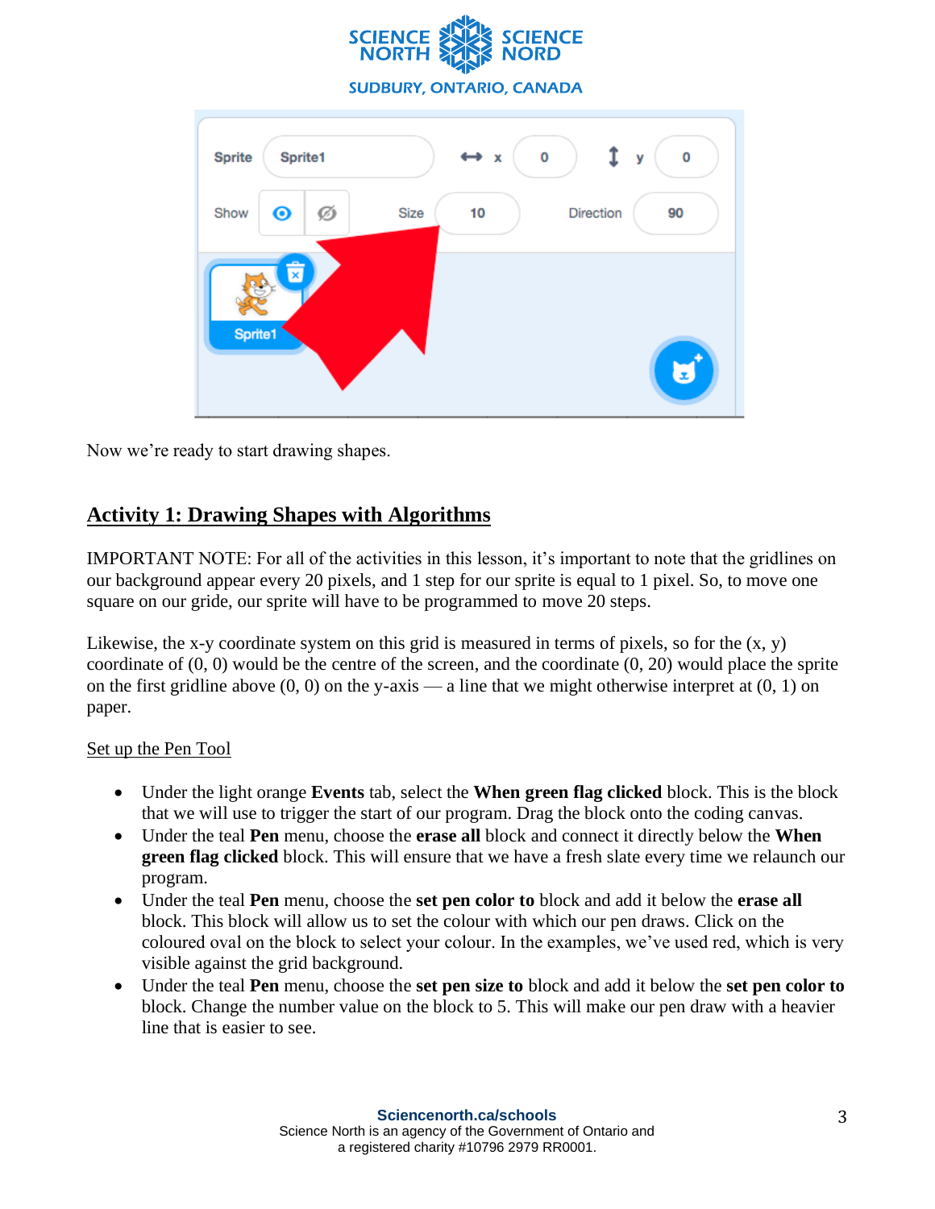Now we’re ready to start drawing shapes.

## Activity 1: Drawing Shapes with Algorithms

IMPORTANT NOTE: For all of the activities in this lesson, it’s important to note that the gridlines on our background appear every 20 pixels, and 1 step for our sprite is equal to 1 pixel. So, to move one square on our gride, our sprite will have to be programmed to move 20 steps.

Likewise, the x-y coordinate system on this grid is measured in terms of pixels, so for the (x, y) coordinate of (0, 0) would be the centre of the screen, and the coordinate (0, 20) would place the sprite on the first gridline above (0, 0) on the y-axis — a line that we might otherwise interpret at (0, 1) on paper.

Set up the Pen Tool

- Under the light orange **Events** tab, select the **When green flag clicked** block. This is the block that we will use to trigger the start of our program. Drag the block onto the coding canvas.
- Under the teal **Pen** menu, choose the **erase all** block and connect it directly below the **When green flag clicked** block. This will ensure that we have a fresh slate every time we relaunch our program.
- Under the teal **Pen** menu, choose the **set pen color to** block and add it below the **erase all** block. This block will allow us to set the colour with which our pen draws. Click on the coloured oval on the block to select your colour. In the examples, we’ve used red, which is very visible against the grid background.
- Under the teal **Pen** menu, choose the **set pen size to** block and add it below the **set pen color to** block. Change the number value on the block to 5. This will make our pen draw with a heavier line that is easier to see.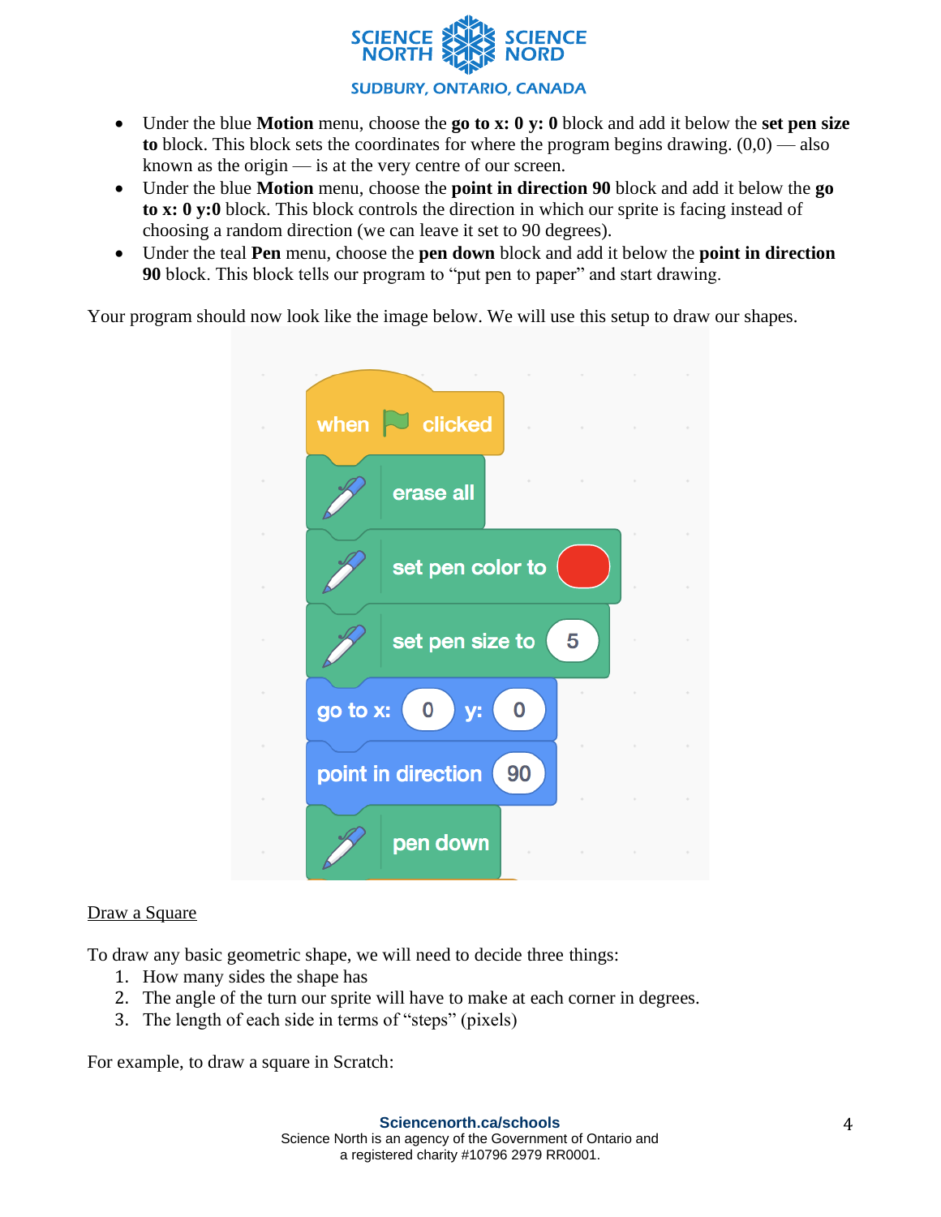- Under the blue **Motion** menu, choose the **go to x: 0 y: 0** block and add it below the **set pen size to** block. This block sets the coordinates for where the program begins drawing. (0,0) — also known as the origin — is at the very centre of our screen.
- Under the blue **Motion** menu, choose the **point in direction 90** block and add it below the **go to x: 0 y:0** block. This block controls the direction in which our sprite is facing instead of choosing a random direction (we can leave it set to 90 degrees).
- Under the teal **Pen** menu, choose the **pen down** block and add it below the **point in direction 90** block. This block tells our program to "put pen to paper" and start drawing.

Your program should now look like the image below. We will use this setup to draw our shapes.

```
when [flag] clicked
erase all
set pen color to [red]
set pen size to (5)
go to x: (0) y: (0)
point in direction (90)
pen down
```

<u>Draw a Square</u>

To draw any basic geometric shape, we will need to decide three things:

1. How many sides the shape has
2. The angle of the turn our sprite will have to make at each corner in degrees.
3. The length of each side in terms of "steps" (pixels)

For example, to draw a square in Scratch: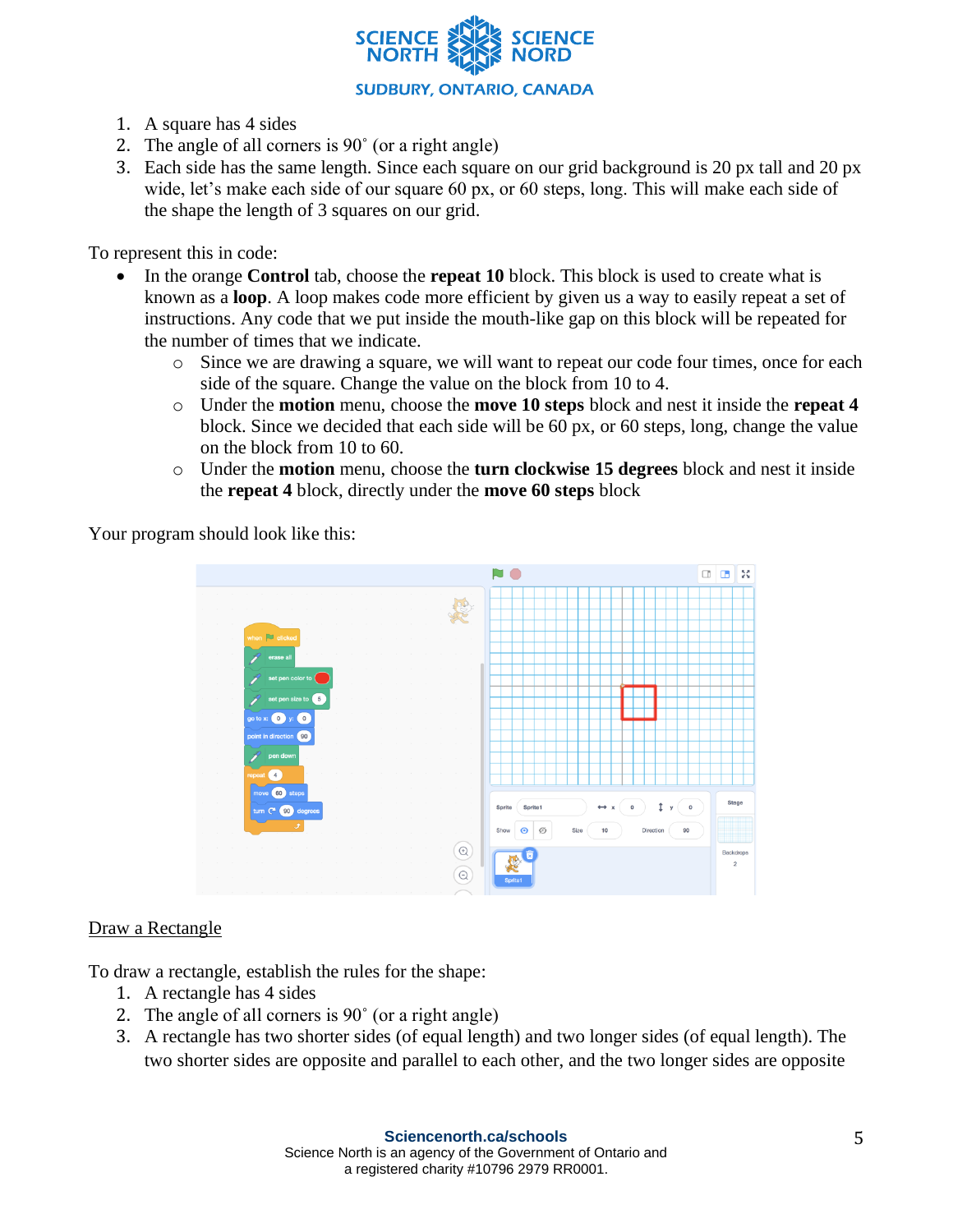1. A square has 4 sides
2. The angle of all corners is 90˚ (or a right angle)
3. Each side has the same length. Since each square on our grid background is 20 px tall and 20 px wide, let's make each side of our square 60 px, or 60 steps, long. This will make each side of the shape the length of 3 squares on our grid.

To represent this in code:

- In the orange **Control** tab, choose the **repeat 10** block. This block is used to create what is known as a **loop**. A loop makes code more efficient by given us a way to easily repeat a set of instructions. Any code that we put inside the mouth-like gap on this block will be repeated for the number of times that we indicate.
  - Since we are drawing a square, we will want to repeat our code four times, once for each side of the square. Change the value on the block from 10 to 4.
  - Under the **motion** menu, choose the **move 10 steps** block and nest it inside the **repeat 4** block. Since we decided that each side will be 60 px, or 60 steps, long, change the value on the block from 10 to 60.
  - Under the **motion** menu, choose the **turn clockwise 15 degrees** block and nest it inside the **repeat 4** block, directly under the **move 60 steps** block

Your program should look like this:

<u>Draw a Rectangle</u>

To draw a rectangle, establish the rules for the shape:

1. A rectangle has 4 sides
2. The angle of all corners is 90˚ (or a right angle)
3. A rectangle has two shorter sides (of equal length) and two longer sides (of equal length). The two shorter sides are opposite and parallel to each other, and the two longer sides are opposite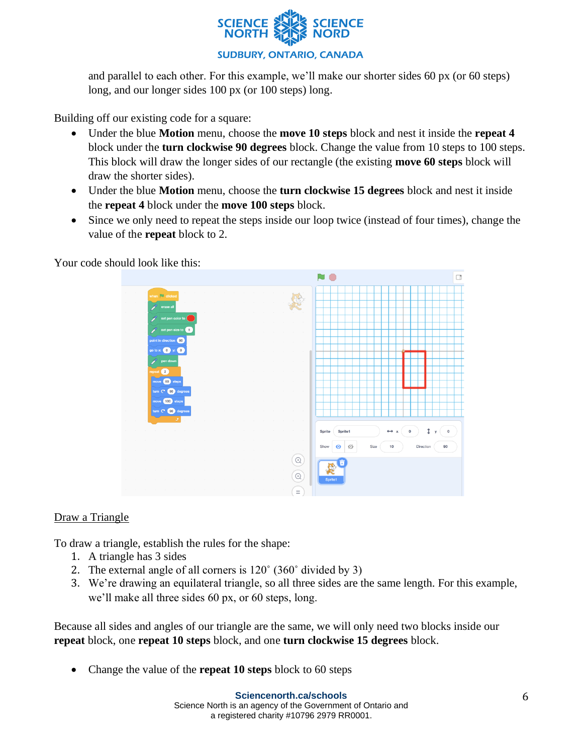and parallel to each other. For this example, we'll make our shorter sides 60 px (or 60 steps) long, and our longer sides 100 px (or 100 steps) long.

Building off our existing code for a square:

- Under the blue **Motion** menu, choose the **move 10 steps** block and nest it inside the **repeat 4** block under the **turn clockwise 90 degrees** block. Change the value from 10 steps to 100 steps. This block will draw the longer sides of our rectangle (the existing **move 60 steps** block will draw the shorter sides).
- Under the blue **Motion** menu, choose the **turn clockwise 15 degrees** block and nest it inside the **repeat 4** block under the **move 100 steps** block.
- Since we only need to repeat the steps inside our loop twice (instead of four times), change the value of the **repeat** block to 2.

Your code should look like this:

<u>Draw a Triangle</u>

To draw a triangle, establish the rules for the shape:

1. A triangle has 3 sides
2. The external angle of all corners is 120˚ (360˚ divided by 3)
3. We're drawing an equilateral triangle, so all three sides are the same length. For this example, we'll make all three sides 60 px, or 60 steps, long.

Because all sides and angles of our triangle are the same, we will only need two blocks inside our **repeat** block, one **repeat 10 steps** block, and one **turn clockwise 15 degrees** block.

- Change the value of the **repeat 10 steps** block to 60 steps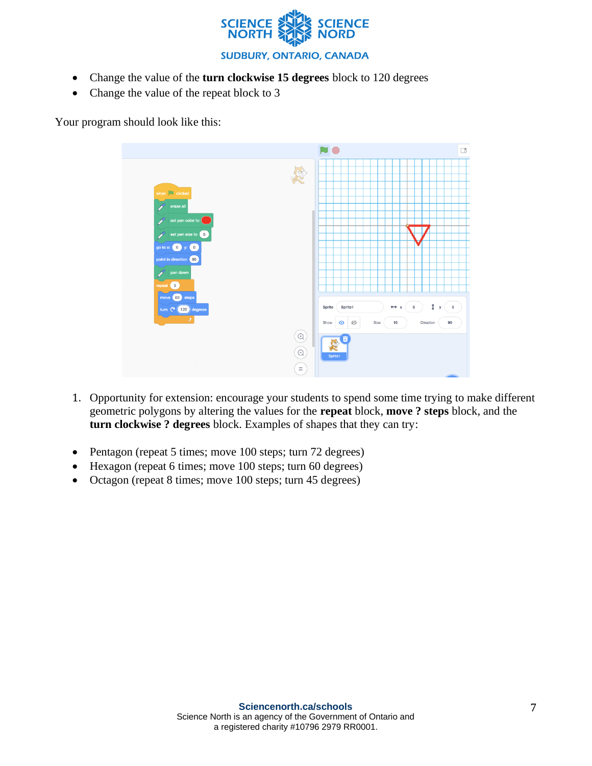- Change the value of the **turn clockwise 15 degrees** block to 120 degrees
- Change the value of the repeat block to 3

Your program should look like this:

1. Opportunity for extension: encourage your students to spend some time trying to make different geometric polygons by altering the values for the **repeat** block, **move ? steps** block, and the **turn clockwise ? degrees** block. Examples of shapes that they can try:

- Pentagon (repeat 5 times; move 100 steps; turn 72 degrees)
- Hexagon (repeat 6 times; move 100 steps; turn 60 degrees)
- Octagon (repeat 8 times; move 100 steps; turn 45 degrees)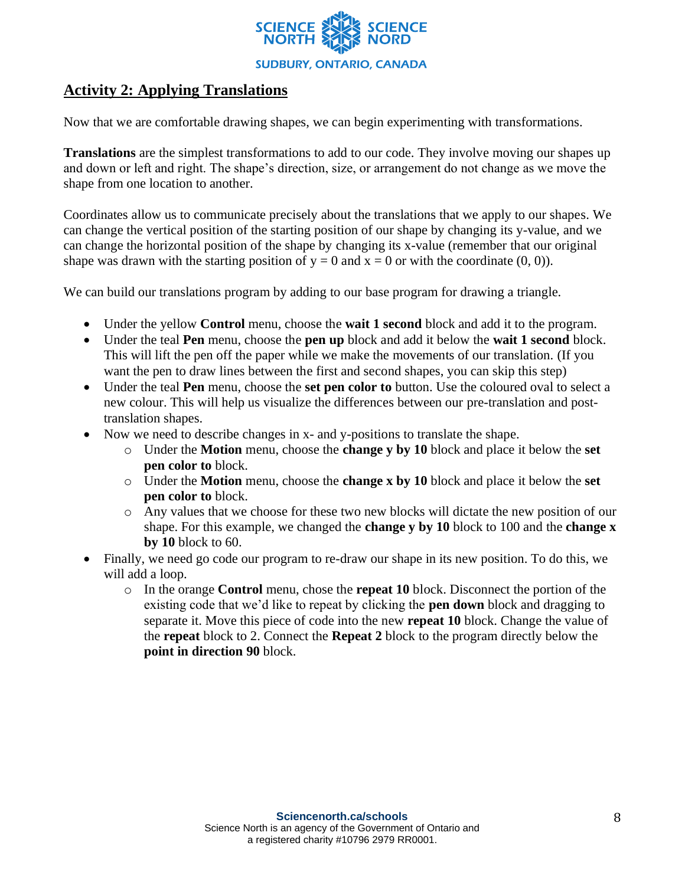## Activity 2: Applying Translations

Now that we are comfortable drawing shapes, we can begin experimenting with transformations.

**Translations** are the simplest transformations to add to our code. They involve moving our shapes up and down or left and right. The shape's direction, size, or arrangement do not change as we move the shape from one location to another.

Coordinates allow us to communicate precisely about the translations that we apply to our shapes. We can change the vertical position of the starting position of our shape by changing its y-value, and we can change the horizontal position of the shape by changing its x-value (remember that our original shape was drawn with the starting position of $y = 0$ and $x = 0$ or with the coordinate $(0, 0)$).

We can build our translations program by adding to our base program for drawing a triangle.

- Under the yellow **Control** menu, choose the **wait 1 second** block and add it to the program.
- Under the teal **Pen** menu, choose the **pen up** block and add it below the **wait 1 second** block. This will lift the pen off the paper while we make the movements of our translation. (If you want the pen to draw lines between the first and second shapes, you can skip this step)
- Under the teal **Pen** menu, choose the **set pen color to** button. Use the coloured oval to select a new colour. This will help us visualize the differences between our pre-translation and post-translation shapes.
- Now we need to describe changes in x- and y-positions to translate the shape.
    - Under the **Motion** menu, choose the **change y by 10** block and place it below the **set pen color to** block.
    - Under the **Motion** menu, choose the **change x by 10** block and place it below the **set pen color to** block.
    - Any values that we choose for these two new blocks will dictate the new position of our shape. For this example, we changed the **change y by 10** block to 100 and the **change x by 10** block to 60.
- Finally, we need go code our program to re-draw our shape in its new position. To do this, we will add a loop.
    - In the orange **Control** menu, chose the **repeat 10** block. Disconnect the portion of the existing code that we'd like to repeat by clicking the **pen down** block and dragging to separate it. Move this piece of code into the new **repeat 10** block. Change the value of the **repeat** block to 2. Connect the **Repeat 2** block to the program directly below the **point in direction 90** block.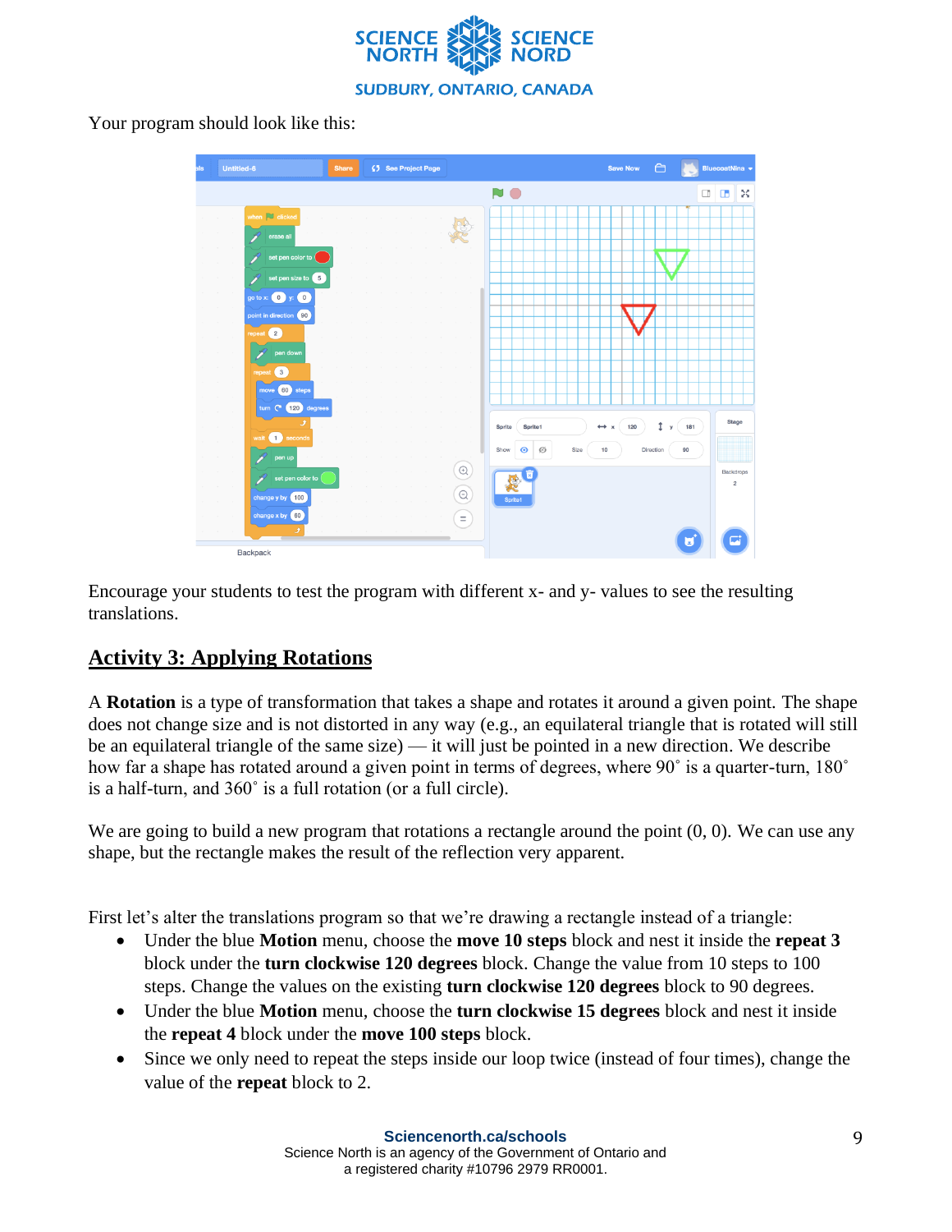Your program should look like this:

Encourage your students to test the program with different x- and y- values to see the resulting translations.

## Activity 3: Applying Rotations

A **Rotation** is a type of transformation that takes a shape and rotates it around a given point. The shape does not change size and is not distorted in any way (e.g., an equilateral triangle that is rotated will still be an equilateral triangle of the same size) — it will just be pointed in a new direction. We describe how far a shape has rotated around a given point in terms of degrees, where 90˚ is a quarter-turn, 180˚ is a half-turn, and 360˚ is a full rotation (or a full circle).

We are going to build a new program that rotations a rectangle around the point (0, 0). We can use any shape, but the rectangle makes the result of the reflection very apparent.

First let's alter the translations program so that we're drawing a rectangle instead of a triangle:

- Under the blue **Motion** menu, choose the **move 10 steps** block and nest it inside the **repeat 3** block under the **turn clockwise 120 degrees** block. Change the value from 10 steps to 100 steps. Change the values on the existing **turn clockwise 120 degrees** block to 90 degrees.
- Under the blue **Motion** menu, choose the **turn clockwise 15 degrees** block and nest it inside the **repeat 4** block under the **move 100 steps** block.
- Since we only need to repeat the steps inside our loop twice (instead of four times), change the value of the **repeat** block to 2.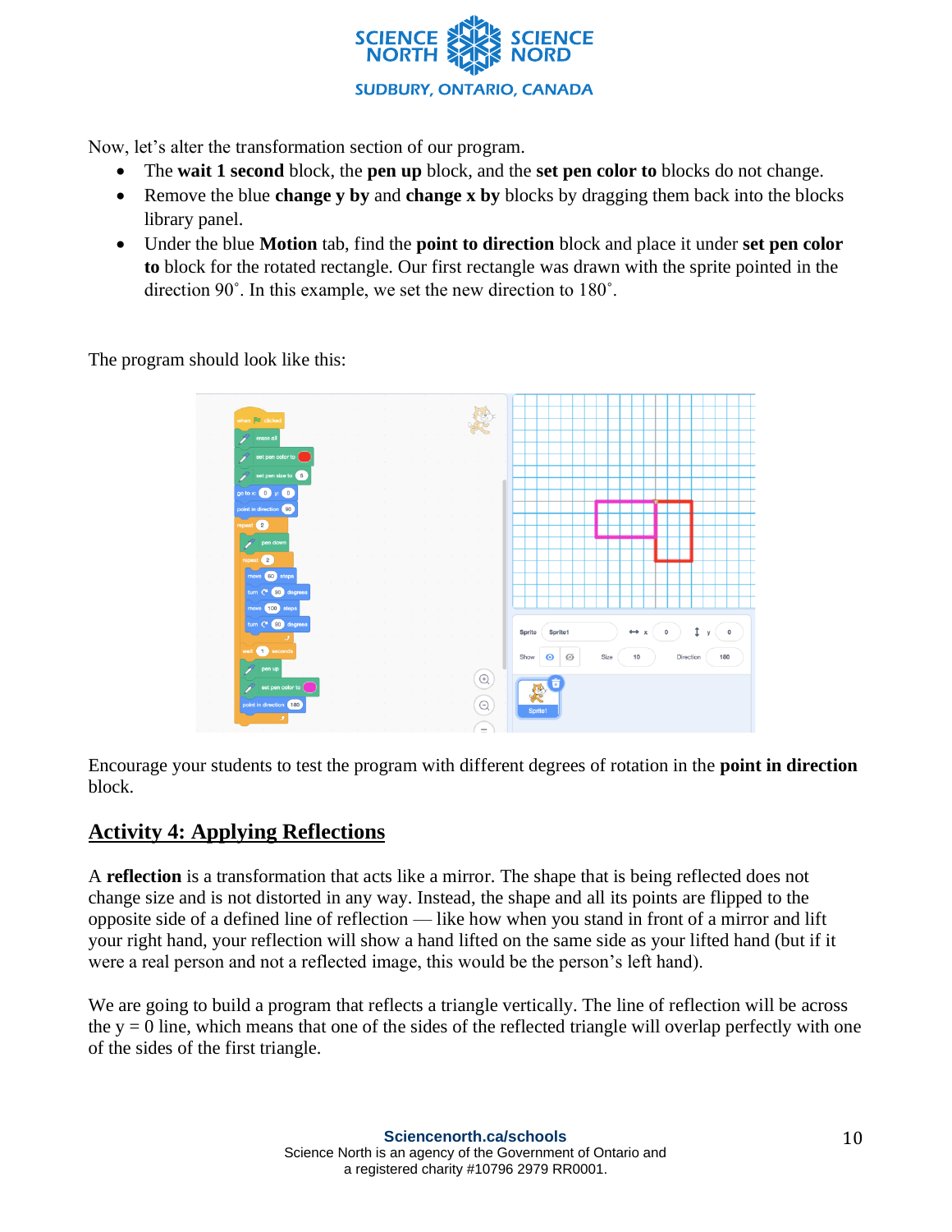Now, let's alter the transformation section of our program.

- The **wait 1 second** block, the **pen up** block, and the **set pen color to** blocks do not change.
- Remove the blue **change y by** and **change x by** blocks by dragging them back into the blocks library panel.
- Under the blue **Motion** tab, find the **point to direction** block and place it under **set pen color to** block for the rotated rectangle. Our first rectangle was drawn with the sprite pointed in the direction 90˚. In this example, we set the new direction to 180˚.

The program should look like this:

Encourage your students to test the program with different degrees of rotation in the **point in direction** block.

## Activity 4: Applying Reflections

A **reflection** is a transformation that acts like a mirror. The shape that is being reflected does not change size and is not distorted in any way. Instead, the shape and all its points are flipped to the opposite side of a defined line of reflection — like how when you stand in front of a mirror and lift your right hand, your reflection will show a hand lifted on the same side as your lifted hand (but if it were a real person and not a reflected image, this would be the person's left hand).

We are going to build a program that reflects a triangle vertically. The line of reflection will be across the y = 0 line, which means that one of the sides of the reflected triangle will overlap perfectly with one of the sides of the first triangle.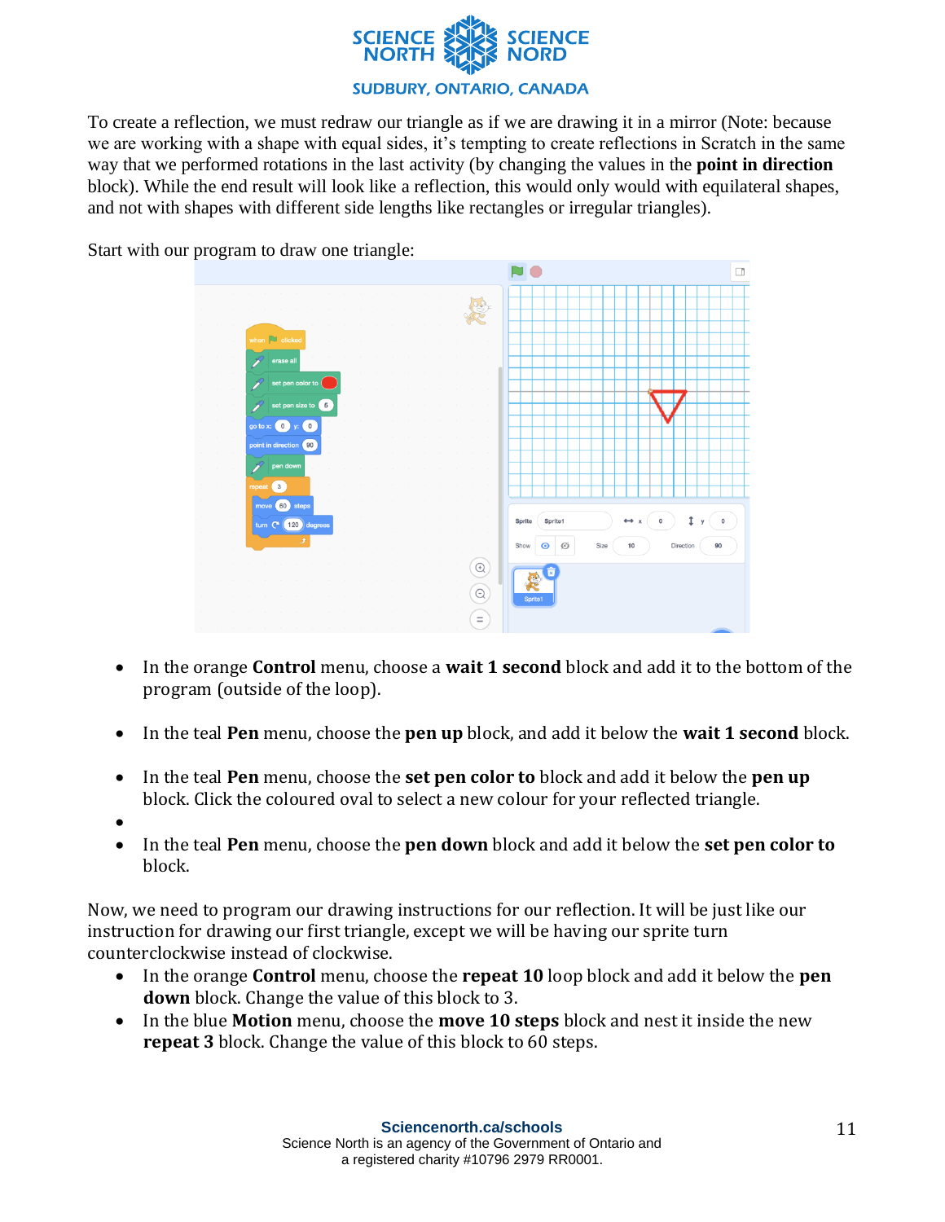To create a reflection, we must redraw our triangle as if we are drawing it in a mirror (Note: because we are working with a shape with equal sides, it's tempting to create reflections in Scratch in the same way that we performed rotations in the last activity (by changing the values in the **point in direction** block). While the end result will look like a reflection, this would only would with equilateral shapes, and not with shapes with different side lengths like rectangles or irregular triangles).

Start with our program to draw one triangle:

- In the orange **Control** menu, choose a **wait 1 second** block and add it to the bottom of the program (outside of the loop).
- In the teal **Pen** menu, choose the **pen up** block, and add it below the **wait 1 second** block.
- In the teal **Pen** menu, choose the **set pen color to** block and add it below the **pen up** block. Click the coloured oval to select a new colour for your reflected triangle.
- In the teal **Pen** menu, choose the **pen down** block and add it below the **set pen color to** block.

Now, we need to program our drawing instructions for our reflection. It will be just like our instruction for drawing our first triangle, except we will be having our sprite turn counterclockwise instead of clockwise.

- In the orange **Control** menu, choose the **repeat 10** loop block and add it below the **pen down** block. Change the value of this block to 3.
- In the blue **Motion** menu, choose the **move 10 steps** block and nest it inside the new **repeat 3** block. Change the value of this block to 60 steps.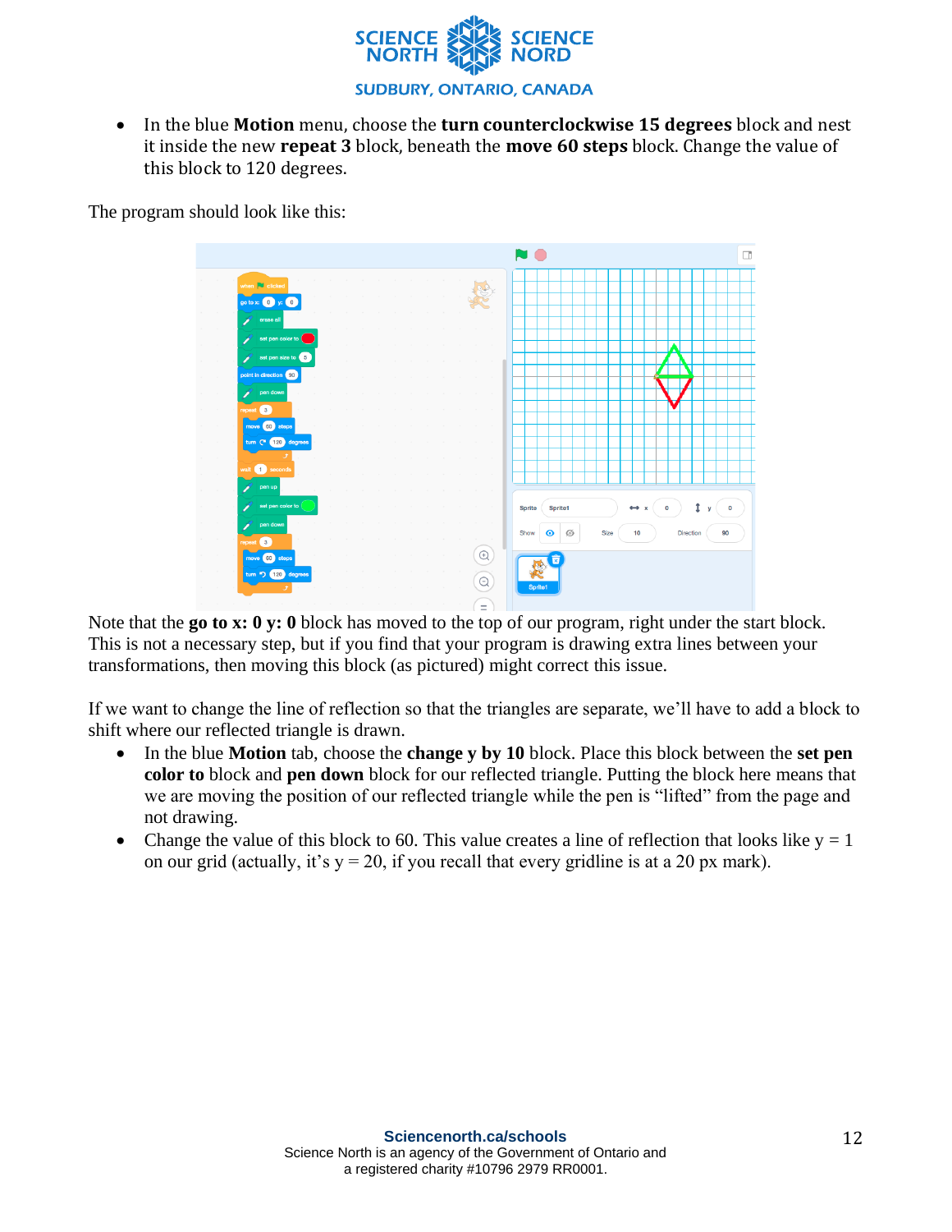- In the blue **Motion** menu, choose the **turn counterclockwise 15 degrees** block and nest it inside the new **repeat 3** block, beneath the **move 60 steps** block. Change the value of this block to 120 degrees.

The program should look like this:

Note that the **go to x: 0 y: 0** block has moved to the top of our program, right under the start block. This is not a necessary step, but if you find that your program is drawing extra lines between your transformations, then moving this block (as pictured) might correct this issue.

If we want to change the line of reflection so that the triangles are separate, we'll have to add a block to shift where our reflected triangle is drawn.

- In the blue **Motion** tab, choose the **change y by 10** block. Place this block between the **set pen color to** block and **pen down** block for our reflected triangle. Putting the block here means that we are moving the position of our reflected triangle while the pen is "lifted" from the page and not drawing.
- Change the value of this block to 60. This value creates a line of reflection that looks like y = 1 on our grid (actually, it's y = 20, if you recall that every gridline is at a 20 px mark).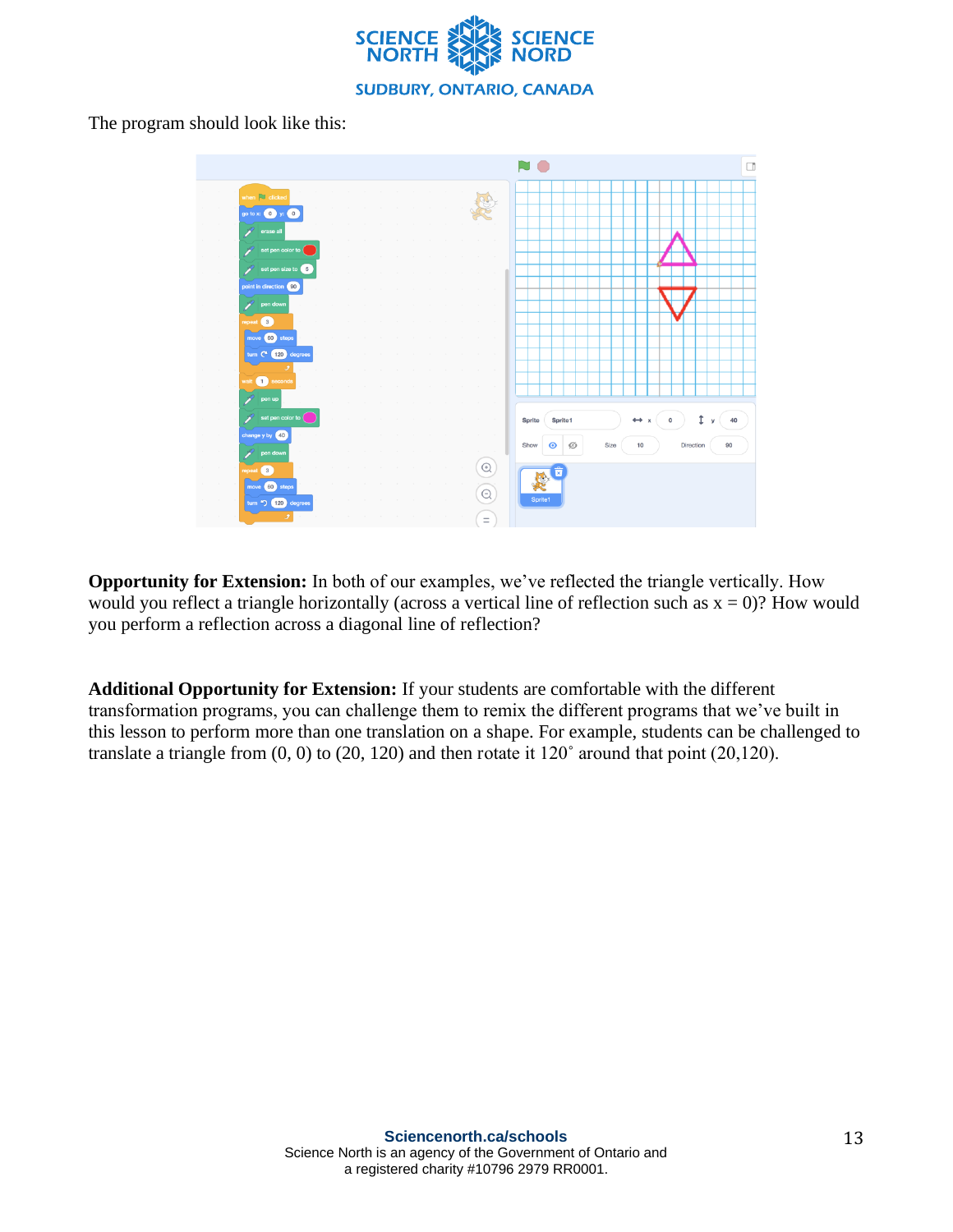The program should look like this:

**Opportunity for Extension:** In both of our examples, we've reflected the triangle vertically. How would you reflect a triangle horizontally (across a vertical line of reflection such as x = 0)? How would you perform a reflection across a diagonal line of reflection?

**Additional Opportunity for Extension:** If your students are comfortable with the different transformation programs, you can challenge them to remix the different programs that we've built in this lesson to perform more than one translation on a shape. For example, students can be challenged to translate a triangle from (0, 0) to (20, 120) and then rotate it 120˚ around that point (20,120).